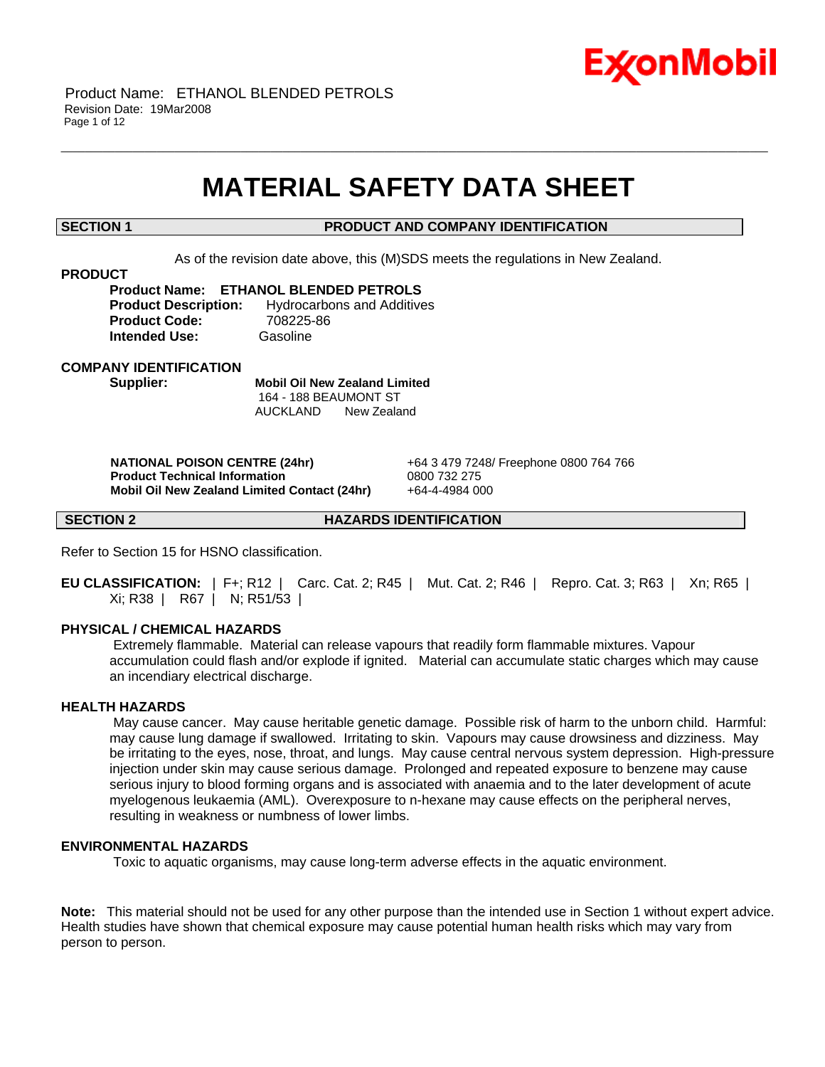# MATERIAL SAFETY DATA SHEET

## SECTION 1 PRODUCT AND COMPANY IDENTIFICATION

As of the revision date above, this (M)SDS meets the regulations in New Zealand.

### PRODUCT

**Product Name:** **ETHANOL BLENDED PETROLS**
**Product Description:** Hydrocarbons and Additives
**Product Code:** 708225-86
**Intended Use:** Gasoline

### COMPANY IDENTIFICATION

**Supplier:** **Mobil Oil New Zealand Limited**
164 - 188 BEAUMONT ST
AUCKLAND New Zealand

| | |
|---|---|
| **NATIONAL POISON CENTRE (24hr)** | +64 3 479 7248/ Freephone 0800 764 766 |
| **Product Technical Information** | 0800 732 275 |
| **Mobil Oil New Zealand Limited Contact (24hr)** | +64-4-4984 000 |

## SECTION 2 HAZARDS IDENTIFICATION

Refer to Section 15 for HSNO classification.

**EU CLASSIFICATION:** | F+; R12 | Carc. Cat. 2; R45 | Mut. Cat. 2; R46 | Repro. Cat. 3; R63 | Xn; R65 | Xi; R38 | R67 | N; R51/53 |

### PHYSICAL / CHEMICAL HAZARDS

Extremely flammable. Material can release vapours that readily form flammable mixtures. Vapour accumulation could flash and/or explode if ignited. Material can accumulate static charges which may cause an incendiary electrical discharge.

### HEALTH HAZARDS

May cause cancer. May cause heritable genetic damage. Possible risk of harm to the unborn child. Harmful: may cause lung damage if swallowed. Irritating to skin. Vapours may cause drowsiness and dizziness. May be irritating to the eyes, nose, throat, and lungs. May cause central nervous system depression. High-pressure injection under skin may cause serious damage. Prolonged and repeated exposure to benzene may cause serious injury to blood forming organs and is associated with anaemia and to the later development of acute myelogenous leukaemia (AML). Overexposure to n-hexane may cause effects on the peripheral nerves, resulting in weakness or numbness of lower limbs.

### ENVIRONMENTAL HAZARDS

Toxic to aquatic organisms, may cause long-term adverse effects in the aquatic environment.

**Note:** This material should not be used for any other purpose than the intended use in Section 1 without expert advice. Health studies have shown that chemical exposure may cause potential human health risks which may vary from person to person.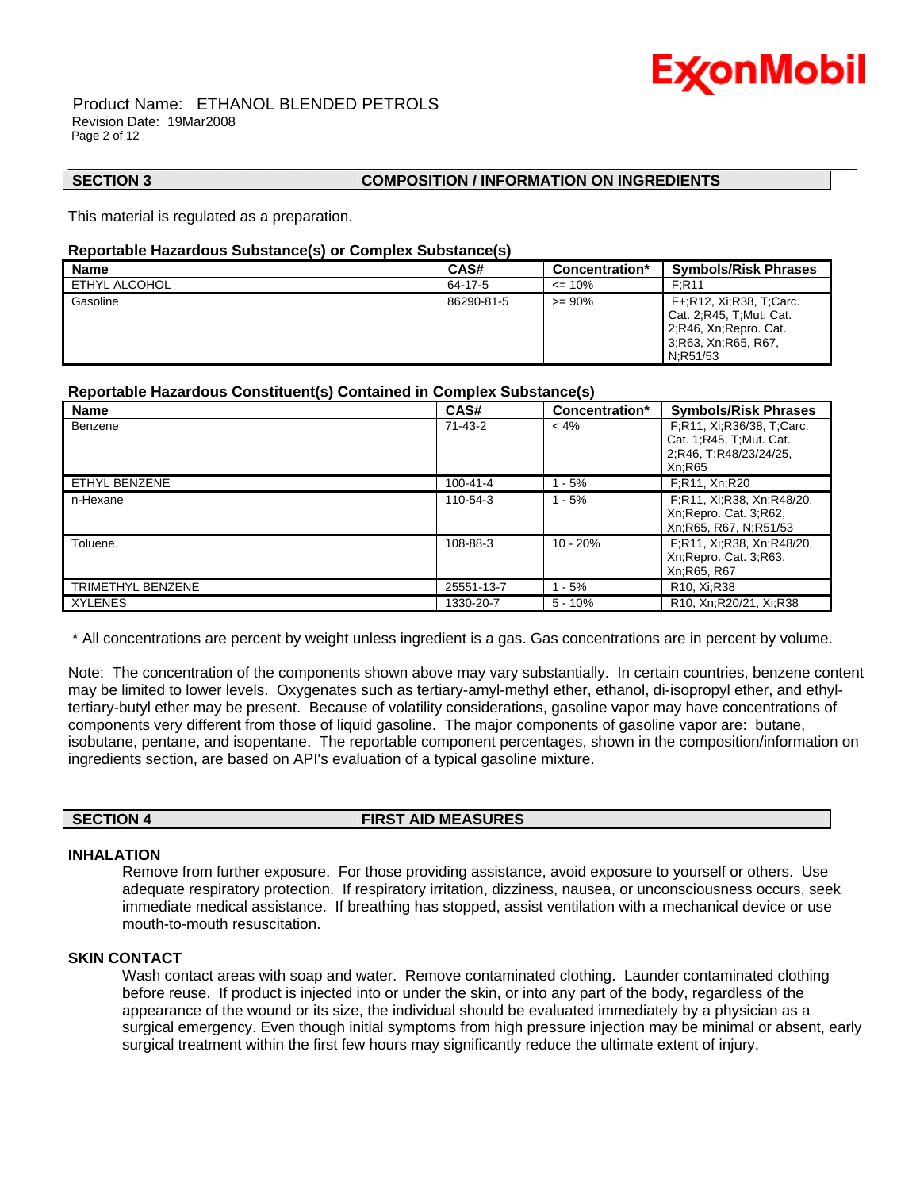## SECTION 3 COMPOSITION / INFORMATION ON INGREDIENTS

This material is regulated as a preparation.

**Reportable Hazardous Substance(s) or Complex Substance(s)**

| Name | CAS# | Concentration* | Symbols/Risk Phrases |
|---|---|---|---|
| ETHYL ALCOHOL | 64-17-5 | <= 10% | F;R11 |
| Gasoline | 86290-81-5 | >= 90% | F+;R12, Xi;R38, T;Carc. Cat. 2;R45, T;Mut. Cat. 2;R46, Xn;Repro. Cat. 3;R63, Xn;R65, R67, N;R51/53 |

**Reportable Hazardous Constituent(s) Contained in Complex Substance(s)**

| Name | CAS# | Concentration* | Symbols/Risk Phrases |
|---|---|---|---|
| Benzene | 71-43-2 | < 4% | F;R11, Xi;R36/38, T;Carc. Cat. 1;R45, T;Mut. Cat. 2;R46, T;R48/23/24/25, Xn;R65 |
| ETHYL BENZENE | 100-41-4 | 1 - 5% | F;R11, Xn;R20 |
| n-Hexane | 110-54-3 | 1 - 5% | F;R11, Xi;R38, Xn;R48/20, Xn;Repro. Cat. 3;R62, Xn;R65, R67, N;R51/53 |
| Toluene | 108-88-3 | 10 - 20% | F;R11, Xi;R38, Xn;R48/20, Xn;Repro. Cat. 3;R63, Xn;R65, R67 |
| TRIMETHYL BENZENE | 25551-13-7 | 1 - 5% | R10, Xi;R38 |
| XYLENES | 1330-20-7 | 5 - 10% | R10, Xn;R20/21, Xi;R38 |

* All concentrations are percent by weight unless ingredient is a gas. Gas concentrations are in percent by volume.

Note: The concentration of the components shown above may vary substantially. In certain countries, benzene content may be limited to lower levels. Oxygenates such as tertiary-amyl-methyl ether, ethanol, di-isopropyl ether, and ethyl-tertiary-butyl ether may be present. Because of volatility considerations, gasoline vapor may have concentrations of components very different from those of liquid gasoline. The major components of gasoline vapor are: butane, isobutane, pentane, and isopentane. The reportable component percentages, shown in the composition/information on ingredients section, are based on API's evaluation of a typical gasoline mixture.

## SECTION 4 FIRST AID MEASURES

### INHALATION

Remove from further exposure. For those providing assistance, avoid exposure to yourself or others. Use adequate respiratory protection. If respiratory irritation, dizziness, nausea, or unconsciousness occurs, seek immediate medical assistance. If breathing has stopped, assist ventilation with a mechanical device or use mouth-to-mouth resuscitation.

### SKIN CONTACT

Wash contact areas with soap and water. Remove contaminated clothing. Launder contaminated clothing before reuse. If product is injected into or under the skin, or into any part of the body, regardless of the appearance of the wound or its size, the individual should be evaluated immediately by a physician as a surgical emergency. Even though initial symptoms from high pressure injection may be minimal or absent, early surgical treatment within the first few hours may significantly reduce the ultimate extent of injury.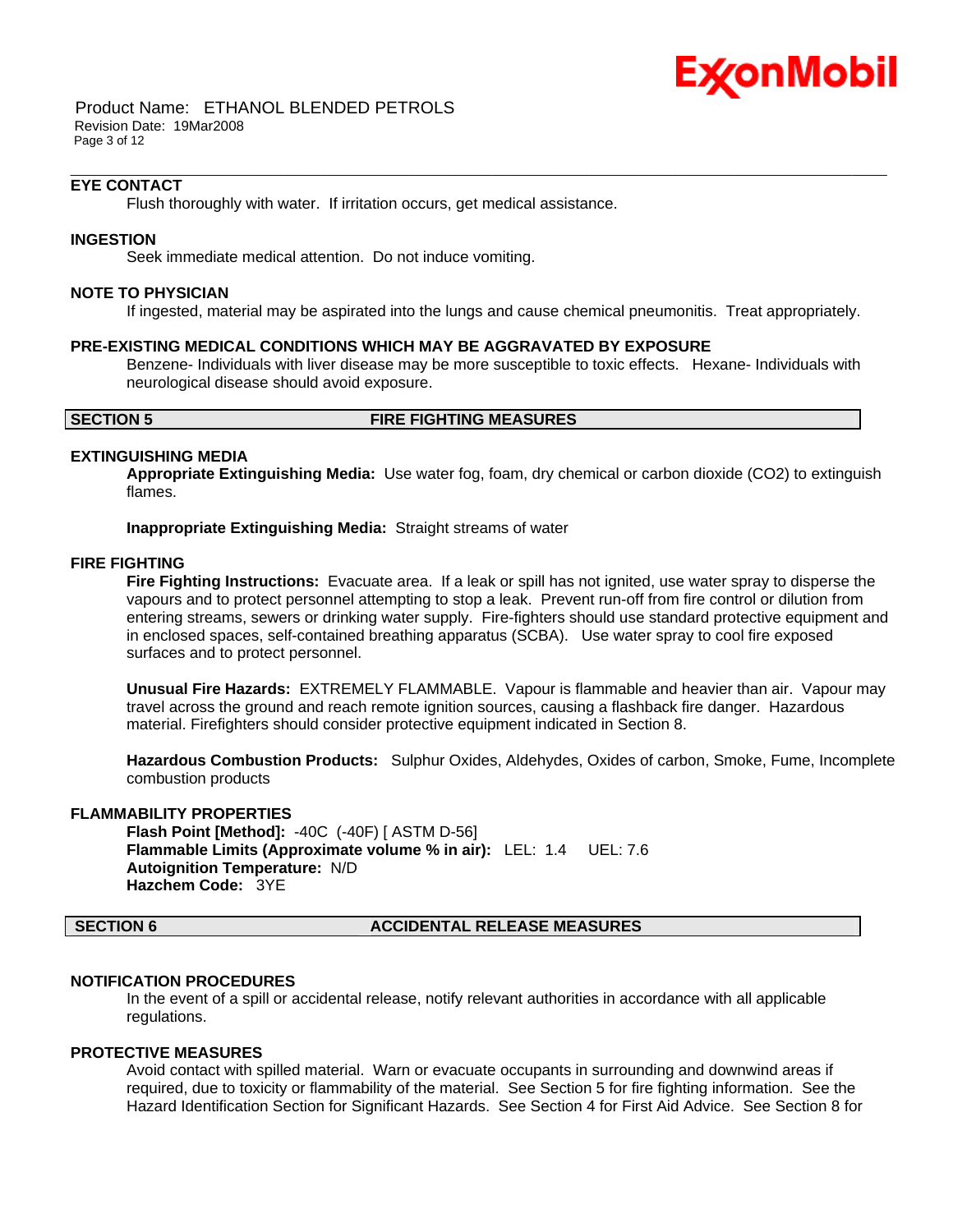### EYE CONTACT

Flush thoroughly with water. If irritation occurs, get medical assistance.

### INGESTION

Seek immediate medical attention. Do not induce vomiting.

### NOTE TO PHYSICIAN

If ingested, material may be aspirated into the lungs and cause chemical pneumonitis. Treat appropriately.

### PRE-EXISTING MEDICAL CONDITIONS WHICH MAY BE AGGRAVATED BY EXPOSURE

Benzene- Individuals with liver disease may be more susceptible to toxic effects. Hexane- Individuals with neurological disease should avoid exposure.

## SECTION 5 FIRE FIGHTING MEASURES

### EXTINGUISHING MEDIA

**Appropriate Extinguishing Media:** Use water fog, foam, dry chemical or carbon dioxide ($CO_2$) to extinguish flames.

**Inappropriate Extinguishing Media:** Straight streams of water

### FIRE FIGHTING

**Fire Fighting Instructions:** Evacuate area. If a leak or spill has not ignited, use water spray to disperse the vapours and to protect personnel attempting to stop a leak. Prevent run-off from fire control or dilution from entering streams, sewers or drinking water supply. Fire-fighters should use standard protective equipment and in enclosed spaces, self-contained breathing apparatus (SCBA). Use water spray to cool fire exposed surfaces and to protect personnel.

**Unusual Fire Hazards:** EXTREMELY FLAMMABLE. Vapour is flammable and heavier than air. Vapour may travel across the ground and reach remote ignition sources, causing a flashback fire danger. Hazardous material. Firefighters should consider protective equipment indicated in Section 8.

**Hazardous Combustion Products:** Sulphur Oxides, Aldehydes, Oxides of carbon, Smoke, Fume, Incomplete combustion products

### FLAMMABILITY PROPERTIES

**Flash Point [Method]:** -40C (-40F) [ ASTM D-56]
**Flammable Limits (Approximate volume % in air):** LEL: 1.4 UEL: 7.6
**Autoignition Temperature:** N/D
**Hazchem Code:** 3YE

## SECTION 6 ACCIDENTAL RELEASE MEASURES

### NOTIFICATION PROCEDURES

In the event of a spill or accidental release, notify relevant authorities in accordance with all applicable regulations.

### PROTECTIVE MEASURES

Avoid contact with spilled material. Warn or evacuate occupants in surrounding and downwind areas if required, due to toxicity or flammability of the material. See Section 5 for fire fighting information. See the Hazard Identification Section for Significant Hazards. See Section 4 for First Aid Advice. See Section 8 for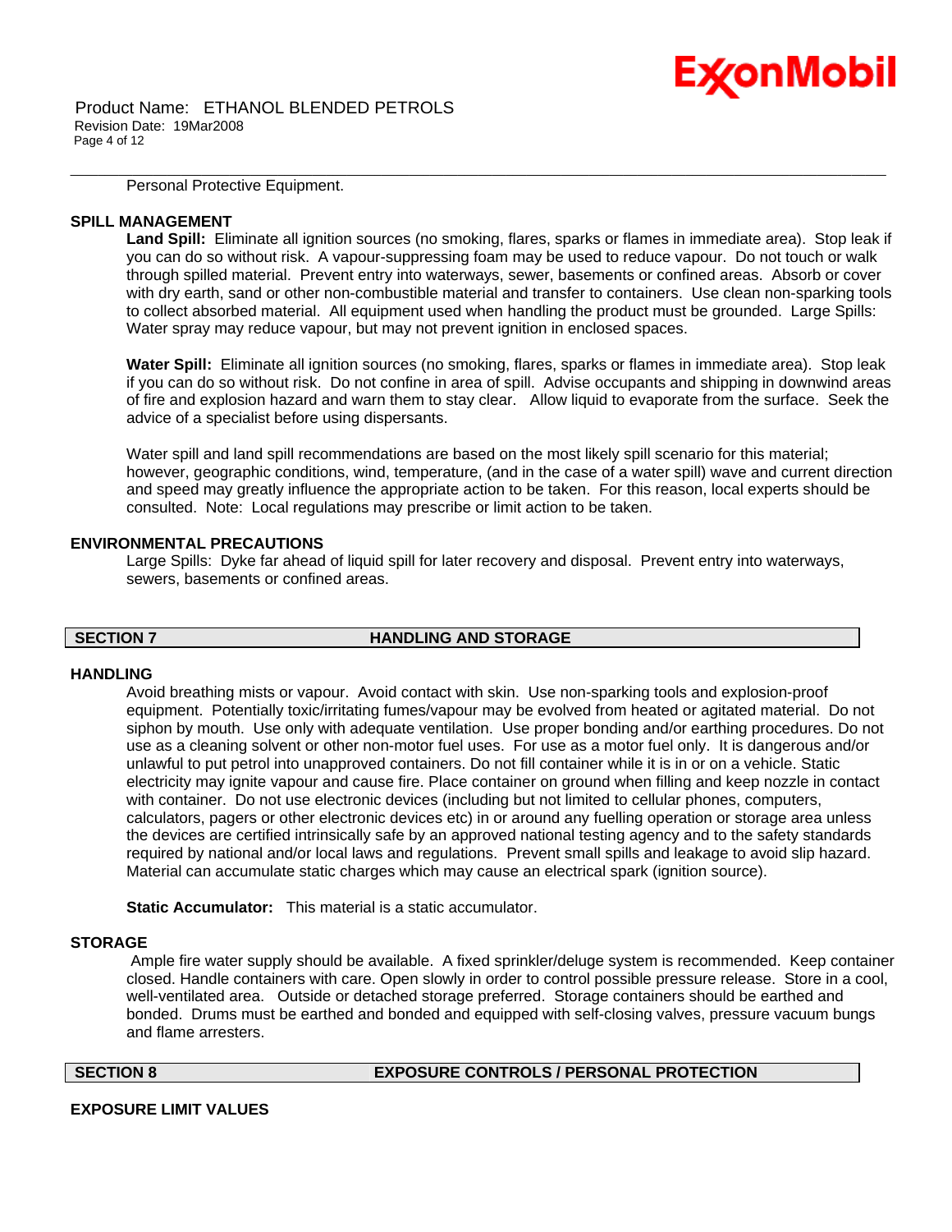Personal Protective Equipment.

### SPILL MANAGEMENT

**Land Spill:** Eliminate all ignition sources (no smoking, flares, sparks or flames in immediate area). Stop leak if you can do so without risk. A vapour-suppressing foam may be used to reduce vapour. Do not touch or walk through spilled material. Prevent entry into waterways, sewer, basements or confined areas. Absorb or cover with dry earth, sand or other non-combustible material and transfer to containers. Use clean non-sparking tools to collect absorbed material. All equipment used when handling the product must be grounded. Large Spills: Water spray may reduce vapour, but may not prevent ignition in enclosed spaces.

**Water Spill:** Eliminate all ignition sources (no smoking, flares, sparks or flames in immediate area). Stop leak if you can do so without risk. Do not confine in area of spill. Advise occupants and shipping in downwind areas of fire and explosion hazard and warn them to stay clear. Allow liquid to evaporate from the surface. Seek the advice of a specialist before using dispersants.

Water spill and land spill recommendations are based on the most likely spill scenario for this material; however, geographic conditions, wind, temperature, (and in the case of a water spill) wave and current direction and speed may greatly influence the appropriate action to be taken. For this reason, local experts should be consulted. Note: Local regulations may prescribe or limit action to be taken.

### ENVIRONMENTAL PRECAUTIONS

Large Spills: Dyke far ahead of liquid spill for later recovery and disposal. Prevent entry into waterways, sewers, basements or confined areas.

## SECTION 7 HANDLING AND STORAGE

### HANDLING

Avoid breathing mists or vapour. Avoid contact with skin. Use non-sparking tools and explosion-proof equipment. Potentially toxic/irritating fumes/vapour may be evolved from heated or agitated material. Do not siphon by mouth. Use only with adequate ventilation. Use proper bonding and/or earthing procedures. Do not use as a cleaning solvent or other non-motor fuel uses. For use as a motor fuel only. It is dangerous and/or unlawful to put petrol into unapproved containers. Do not fill container while it is in or on a vehicle. Static electricity may ignite vapour and cause fire. Place container on ground when filling and keep nozzle in contact with container. Do not use electronic devices (including but not limited to cellular phones, computers, calculators, pagers or other electronic devices etc) in or around any fuelling operation or storage area unless the devices are certified intrinsically safe by an approved national testing agency and to the safety standards required by national and/or local laws and regulations. Prevent small spills and leakage to avoid slip hazard. Material can accumulate static charges which may cause an electrical spark (ignition source).

**Static Accumulator:** This material is a static accumulator.

### STORAGE

Ample fire water supply should be available. A fixed sprinkler/deluge system is recommended. Keep container closed. Handle containers with care. Open slowly in order to control possible pressure release. Store in a cool, well-ventilated area. Outside or detached storage preferred. Storage containers should be earthed and bonded. Drums must be earthed and bonded and equipped with self-closing valves, pressure vacuum bungs and flame arresters.

## SECTION 8 EXPOSURE CONTROLS / PERSONAL PROTECTION

### EXPOSURE LIMIT VALUES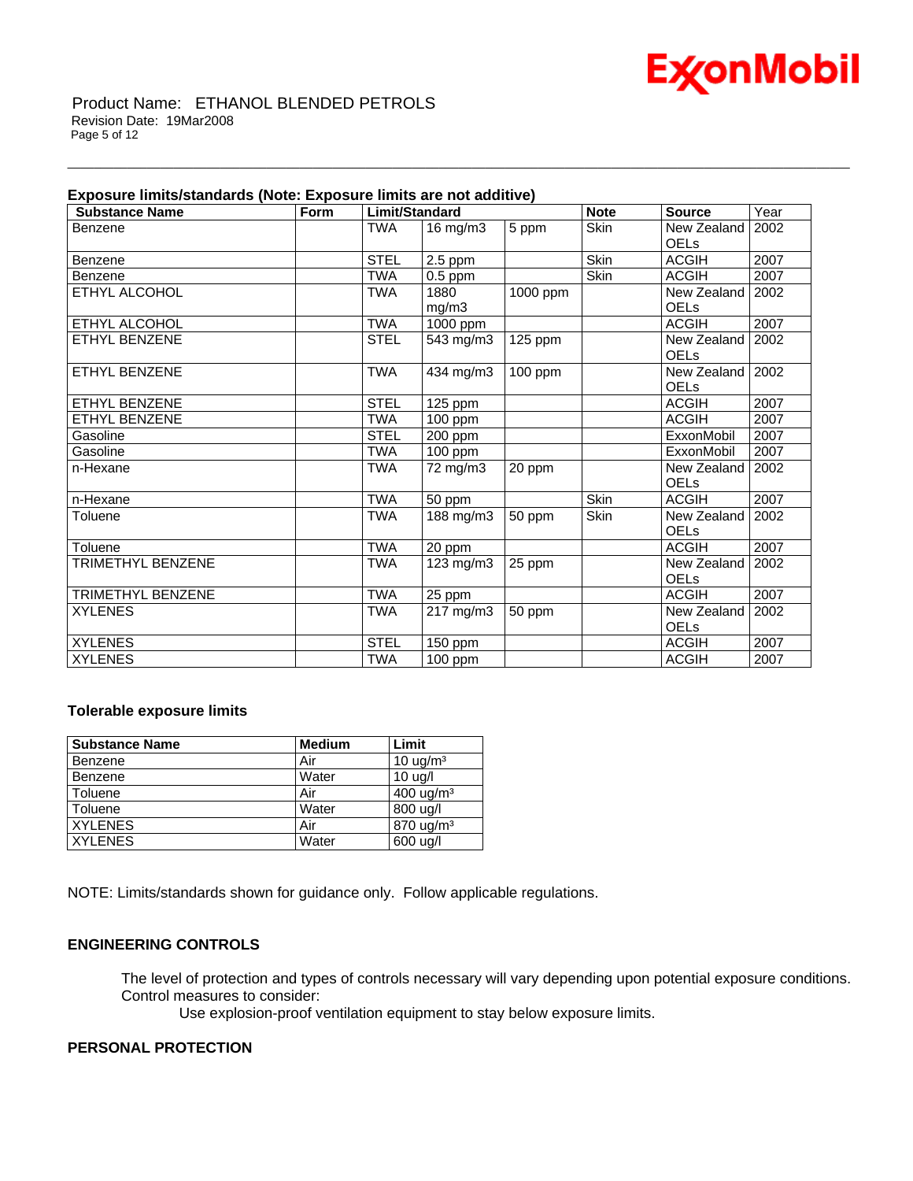### Exposure limits/standards (Note: Exposure limits are not additive)

| Substance Name | Form | Limit/Standard | | | Note | Source | Year |
|---|---|---|---|---|---|---|---|
| Benzene | | TWA | 16 mg/m3 | 5 ppm | Skin | New Zealand OELs | 2002 |
| Benzene | | STEL | 2.5 ppm | | Skin | ACGIH | 2007 |
| Benzene | | TWA | 0.5 ppm | | Skin | ACGIH | 2007 |
| ETHYL ALCOHOL | | TWA | 1880 mg/m3 | 1000 ppm | | New Zealand OELs | 2002 |
| ETHYL ALCOHOL | | TWA | 1000 ppm | | | ACGIH | 2007 |
| ETHYL BENZENE | | STEL | 543 mg/m3 | 125 ppm | | New Zealand OELs | 2002 |
| ETHYL BENZENE | | TWA | 434 mg/m3 | 100 ppm | | New Zealand OELs | 2002 |
| ETHYL BENZENE | | STEL | 125 ppm | | | ACGIH | 2007 |
| ETHYL BENZENE | | TWA | 100 ppm | | | ACGIH | 2007 |
| Gasoline | | STEL | 200 ppm | | | ExxonMobil | 2007 |
| Gasoline | | TWA | 100 ppm | | | ExxonMobil | 2007 |
| n-Hexane | | TWA | 72 mg/m3 | 20 ppm | | New Zealand OELs | 2002 |
| n-Hexane | | TWA | 50 ppm | | Skin | ACGIH | 2007 |
| Toluene | | TWA | 188 mg/m3 | 50 ppm | Skin | New Zealand OELs | 2002 |
| Toluene | | TWA | 20 ppm | | | ACGIH | 2007 |
| TRIMETHYL BENZENE | | TWA | 123 mg/m3 | 25 ppm | | New Zealand OELs | 2002 |
| TRIMETHYL BENZENE | | TWA | 25 ppm | | | ACGIH | 2007 |
| XYLENES | | TWA | 217 mg/m3 | 50 ppm | | New Zealand OELs | 2002 |
| XYLENES | | STEL | 150 ppm | | | ACGIH | 2007 |
| XYLENES | | TWA | 100 ppm | | | ACGIH | 2007 |

### Tolerable exposure limits

| Substance Name | Medium | Limit |
|---|---|---|
| Benzene | Air | 10 ug/m³ |
| Benzene | Water | 10 ug/l |
| Toluene | Air | 400 ug/m³ |
| Toluene | Water | 800 ug/l |
| XYLENES | Air | 870 ug/m³ |
| XYLENES | Water | 600 ug/l |

NOTE: Limits/standards shown for guidance only. Follow applicable regulations.

## ENGINEERING CONTROLS

The level of protection and types of controls necessary will vary depending upon potential exposure conditions. Control measures to consider:

Use explosion-proof ventilation equipment to stay below exposure limits.

## PERSONAL PROTECTION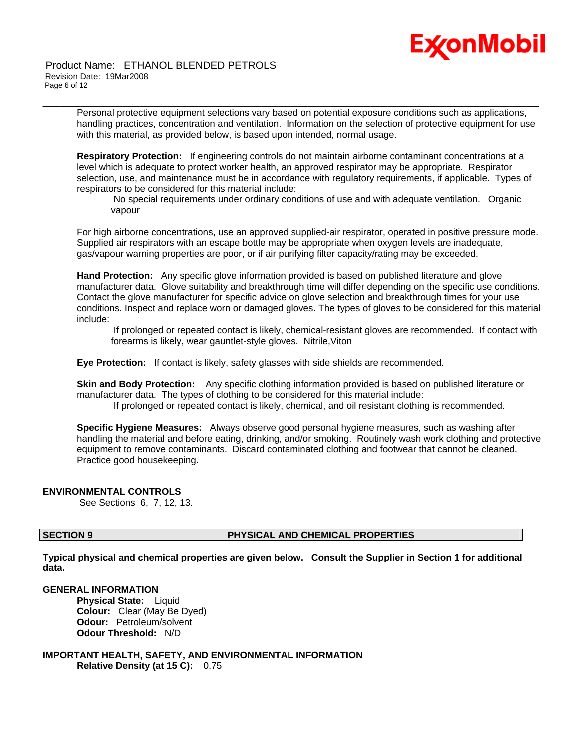Personal protective equipment selections vary based on potential exposure conditions such as applications, handling practices, concentration and ventilation. Information on the selection of protective equipment for use with this material, as provided below, is based upon intended, normal usage.

**Respiratory Protection:** If engineering controls do not maintain airborne contaminant concentrations at a level which is adequate to protect worker health, an approved respirator may be appropriate. Respirator selection, use, and maintenance must be in accordance with regulatory requirements, if applicable. Types of respirators to be considered for this material include:

No special requirements under ordinary conditions of use and with adequate ventilation. Organic vapour

For high airborne concentrations, use an approved supplied-air respirator, operated in positive pressure mode. Supplied air respirators with an escape bottle may be appropriate when oxygen levels are inadequate, gas/vapour warning properties are poor, or if air purifying filter capacity/rating may be exceeded.

**Hand Protection:** Any specific glove information provided is based on published literature and glove manufacturer data. Glove suitability and breakthrough time will differ depending on the specific use conditions. Contact the glove manufacturer for specific advice on glove selection and breakthrough times for your use conditions. Inspect and replace worn or damaged gloves. The types of gloves to be considered for this material include:

If prolonged or repeated contact is likely, chemical-resistant gloves are recommended. If contact with forearms is likely, wear gauntlet-style gloves. Nitrile,Viton

**Eye Protection:** If contact is likely, safety glasses with side shields are recommended.

**Skin and Body Protection:** Any specific clothing information provided is based on published literature or manufacturer data. The types of clothing to be considered for this material include:

If prolonged or repeated contact is likely, chemical, and oil resistant clothing is recommended.

**Specific Hygiene Measures:** Always observe good personal hygiene measures, such as washing after handling the material and before eating, drinking, and/or smoking. Routinely wash work clothing and protective equipment to remove contaminants. Discard contaminated clothing and footwear that cannot be cleaned. Practice good housekeeping.

**ENVIRONMENTAL CONTROLS**

See Sections 6, 7, 12, 13.

## SECTION 9 PHYSICAL AND CHEMICAL PROPERTIES

**Typical physical and chemical properties are given below. Consult the Supplier in Section 1 for additional data.**

**GENERAL INFORMATION**

**Physical State:** Liquid
**Colour:** Clear (May Be Dyed)
**Odour:** Petroleum/solvent
**Odour Threshold:** N/D

**IMPORTANT HEALTH, SAFETY, AND ENVIRONMENTAL INFORMATION**

**Relative Density (at 15 C):** 0.75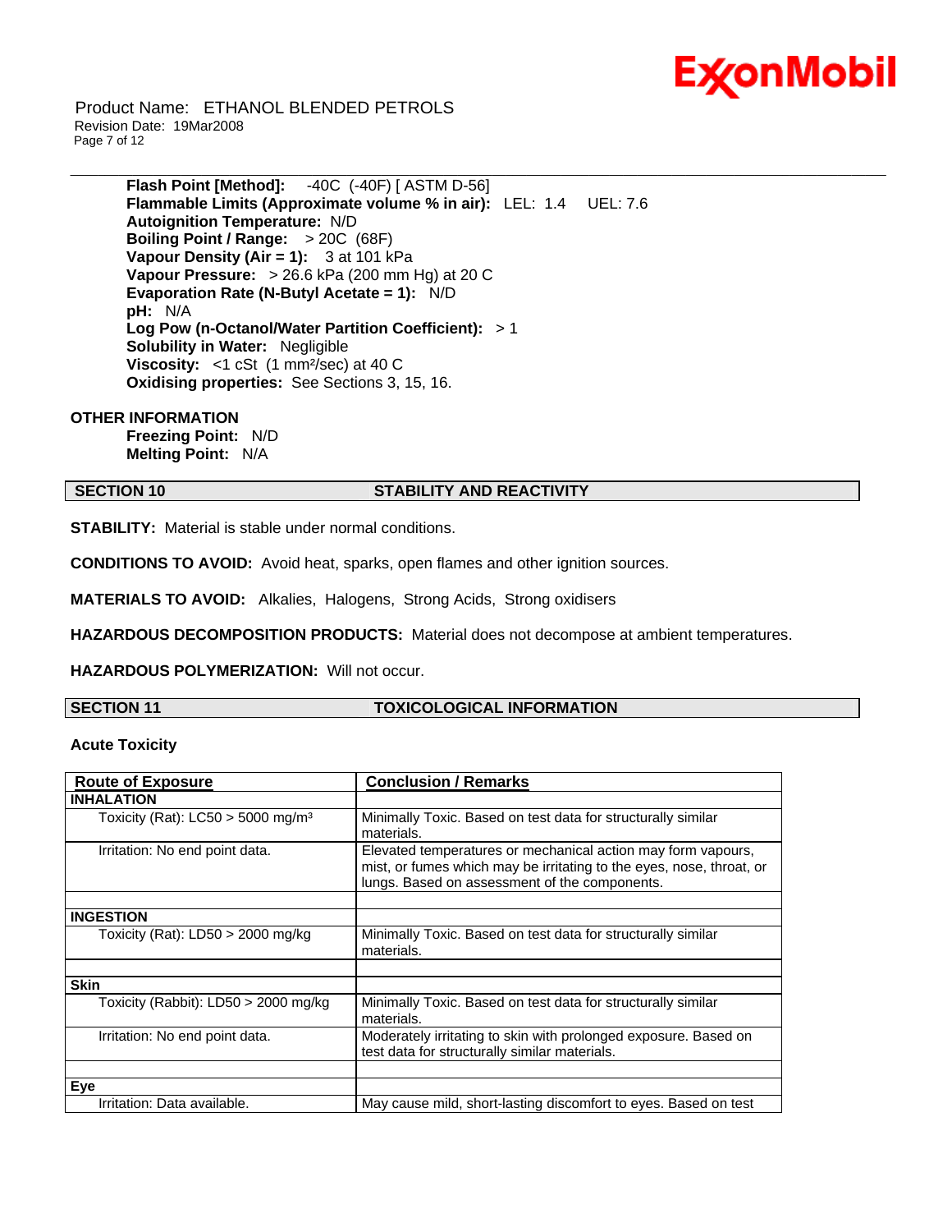**Flash Point [Method]:** -40C (-40F) [ ASTM D-56]
**Flammable Limits (Approximate volume % in air):** LEL: 1.4 UEL: 7.6
**Autoignition Temperature:** N/D
**Boiling Point / Range:** > 20C (68F)
**Vapour Density (Air = 1):** 3 at 101 kPa
**Vapour Pressure:** > 26.6 kPa (200 mm Hg) at 20 C
**Evaporation Rate (N-Butyl Acetate = 1):** N/D
**pH:** N/A
**Log Pow (n-Octanol/Water Partition Coefficient):** > 1
**Solubility in Water:** Negligible
**Viscosity:** <1 cSt (1 mm²/sec) at 40 C
**Oxidising properties:** See Sections 3, 15, 16.

**OTHER INFORMATION**

**Freezing Point:** N/D
**Melting Point:** N/A

## SECTION 10 STABILITY AND REACTIVITY

**STABILITY:** Material is stable under normal conditions.

**CONDITIONS TO AVOID:** Avoid heat, sparks, open flames and other ignition sources.

**MATERIALS TO AVOID:** Alkalies, Halogens, Strong Acids, Strong oxidisers

**HAZARDOUS DECOMPOSITION PRODUCTS:** Material does not decompose at ambient temperatures.

**HAZARDOUS POLYMERIZATION:** Will not occur.

## SECTION 11 TOXICOLOGICAL INFORMATION

**Acute Toxicity**

| Route of Exposure | Conclusion / Remarks |
|---|---|
| **INHALATION** | |
| Toxicity (Rat): LC50 > 5000 mg/m³ | Minimally Toxic. Based on test data for structurally similar materials. |
| Irritation: No end point data. | Elevated temperatures or mechanical action may form vapours, mist, or fumes which may be irritating to the eyes, nose, throat, or lungs. Based on assessment of the components. |
| | |
| **INGESTION** | |
| Toxicity (Rat): LD50 > 2000 mg/kg | Minimally Toxic. Based on test data for structurally similar materials. |
| | |
| **Skin** | |
| Toxicity (Rabbit): LD50 > 2000 mg/kg | Minimally Toxic. Based on test data for structurally similar materials. |
| Irritation: No end point data. | Moderately irritating to skin with prolonged exposure. Based on test data for structurally similar materials. |
| | |
| **Eye** | |
| Irritation: Data available. | May cause mild, short-lasting discomfort to eyes. Based on test |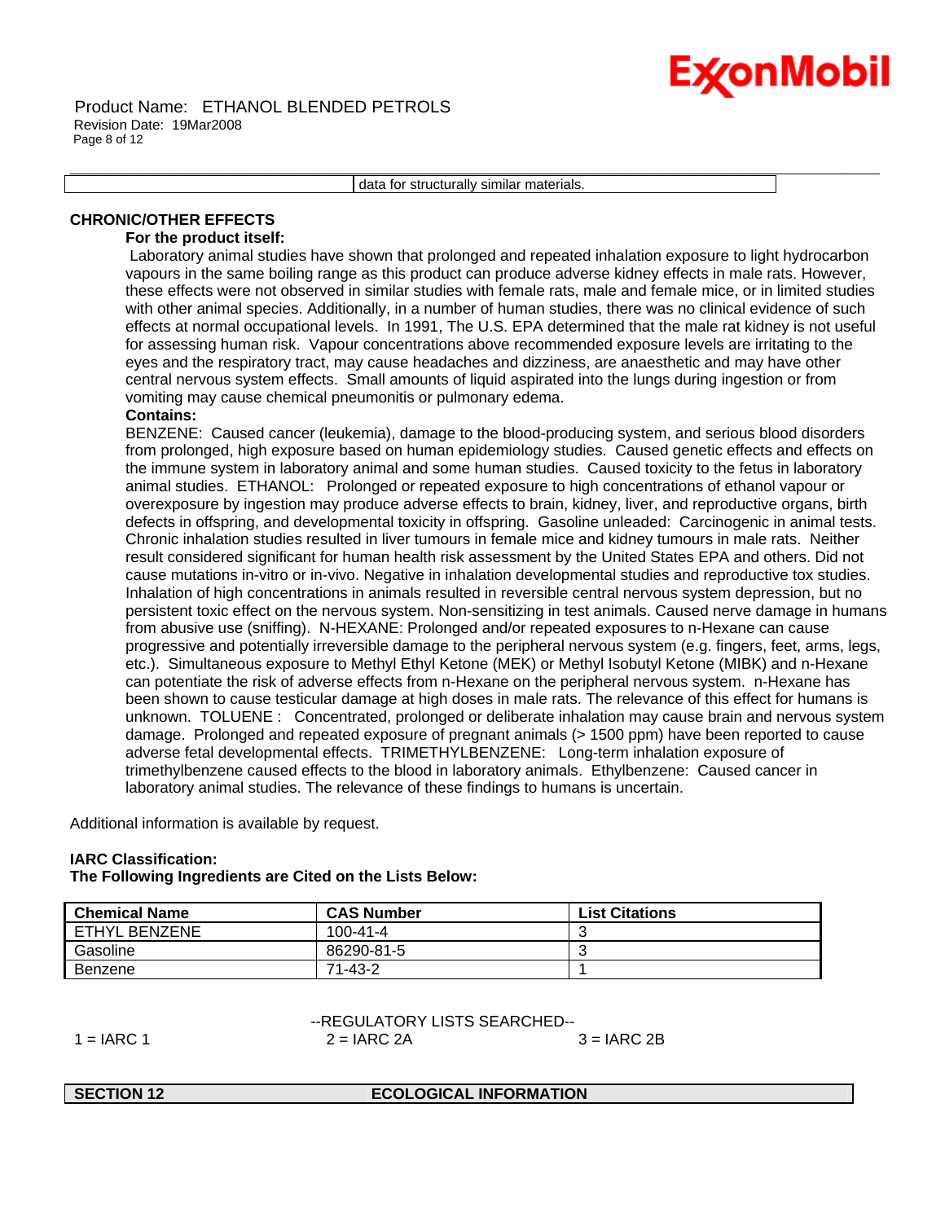| | data for structurally similar materials. |
|---|---|

**CHRONIC/OTHER EFFECTS**

**For the product itself:**

Laboratory animal studies have shown that prolonged and repeated inhalation exposure to light hydrocarbon vapours in the same boiling range as this product can produce adverse kidney effects in male rats. However, these effects were not observed in similar studies with female rats, male and female mice, or in limited studies with other animal species. Additionally, in a number of human studies, there was no clinical evidence of such effects at normal occupational levels. In 1991, The U.S. EPA determined that the male rat kidney is not useful for assessing human risk. Vapour concentrations above recommended exposure levels are irritating to the eyes and the respiratory tract, may cause headaches and dizziness, are anaesthetic and may have other central nervous system effects. Small amounts of liquid aspirated into the lungs during ingestion or from vomiting may cause chemical pneumonitis or pulmonary edema.

**Contains:**

BENZENE: Caused cancer (leukemia), damage to the blood-producing system, and serious blood disorders from prolonged, high exposure based on human epidemiology studies. Caused genetic effects and effects on the immune system in laboratory animal and some human studies. Caused toxicity to the fetus in laboratory animal studies. ETHANOL: Prolonged or repeated exposure to high concentrations of ethanol vapour or overexposure by ingestion may produce adverse effects to brain, kidney, liver, and reproductive organs, birth defects in offspring, and developmental toxicity in offspring. Gasoline unleaded: Carcinogenic in animal tests. Chronic inhalation studies resulted in liver tumours in female mice and kidney tumours in male rats. Neither result considered significant for human health risk assessment by the United States EPA and others. Did not cause mutations in-vitro or in-vivo. Negative in inhalation developmental studies and reproductive tox studies. Inhalation of high concentrations in animals resulted in reversible central nervous system depression, but no persistent toxic effect on the nervous system. Non-sensitizing in test animals. Caused nerve damage in humans from abusive use (sniffing). N-HEXANE: Prolonged and/or repeated exposures to n-Hexane can cause progressive and potentially irreversible damage to the peripheral nervous system (e.g. fingers, feet, arms, legs, etc.). Simultaneous exposure to Methyl Ethyl Ketone (MEK) or Methyl Isobutyl Ketone (MIBK) and n-Hexane can potentiate the risk of adverse effects from n-Hexane on the peripheral nervous system. n-Hexane has been shown to cause testicular damage at high doses in male rats. The relevance of this effect for humans is unknown. TOLUENE : Concentrated, prolonged or deliberate inhalation may cause brain and nervous system damage. Prolonged and repeated exposure of pregnant animals (> 1500 ppm) have been reported to cause adverse fetal developmental effects. TRIMETHYLBENZENE: Long-term inhalation exposure of trimethylbenzene caused effects to the blood in laboratory animals. Ethylbenzene: Caused cancer in laboratory animal studies. The relevance of these findings to humans is uncertain.

Additional information is available by request.

**IARC Classification:**
**The Following Ingredients are Cited on the Lists Below:**

| Chemical Name | CAS Number | List Citations |
|---|---|---|
| ETHYL BENZENE | 100-41-4 | 3 |
| Gasoline | 86290-81-5 | 3 |
| Benzene | 71-43-2 | 1 |

--REGULATORY LISTS SEARCHED--

1 = IARC 1 2 = IARC 2A 3 = IARC 2B

## SECTION 12 ECOLOGICAL INFORMATION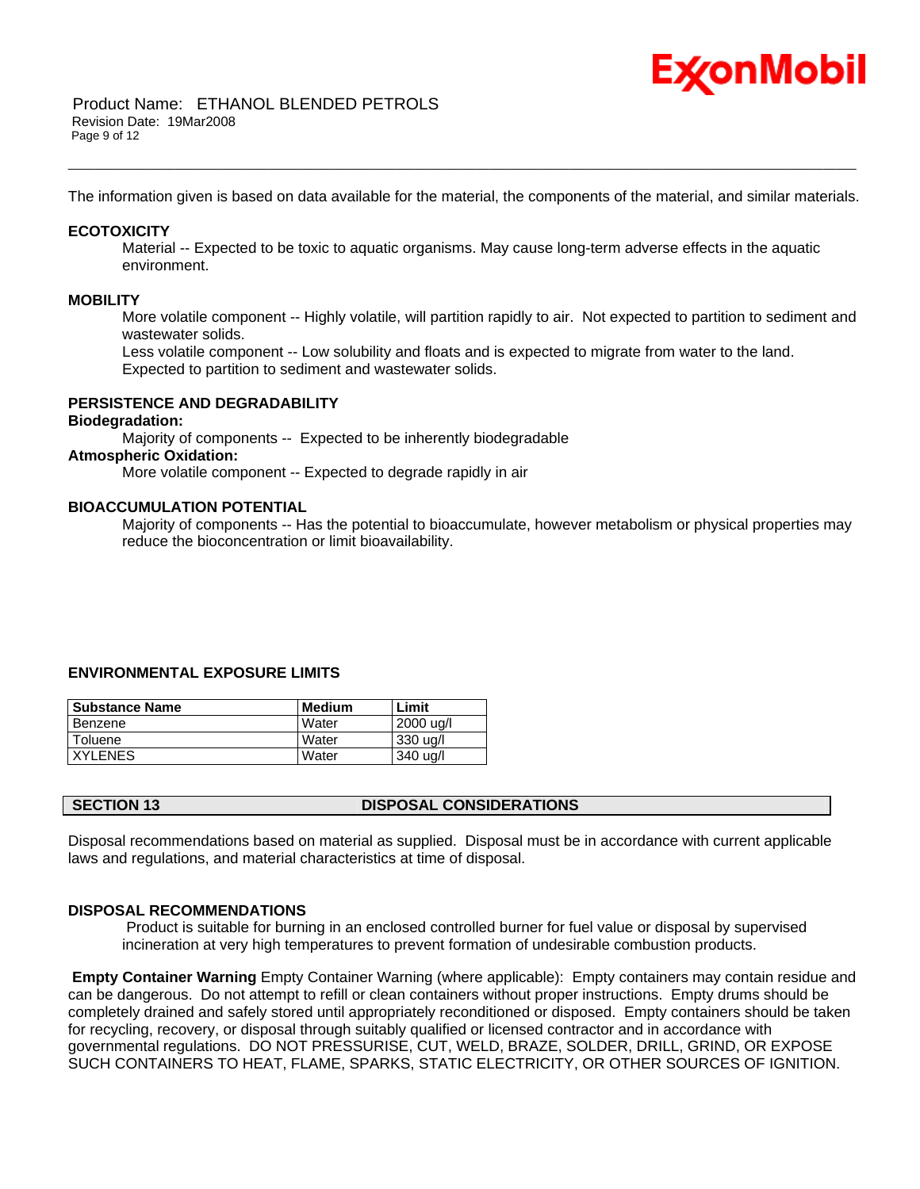The information given is based on data available for the material, the components of the material, and similar materials.

### ECOTOXICITY

Material -- Expected to be toxic to aquatic organisms. May cause long-term adverse effects in the aquatic environment.

### MOBILITY

More volatile component -- Highly volatile, will partition rapidly to air. Not expected to partition to sediment and wastewater solids.

Less volatile component -- Low solubility and floats and is expected to migrate from water to the land. Expected to partition to sediment and wastewater solids.

### PERSISTENCE AND DEGRADABILITY

**Biodegradation:**

Majority of components -- Expected to be inherently biodegradable

**Atmospheric Oxidation:**

More volatile component -- Expected to degrade rapidly in air

### BIOACCUMULATION POTENTIAL

Majority of components -- Has the potential to bioaccumulate, however metabolism or physical properties may reduce the bioconcentration or limit bioavailability.

### ENVIRONMENTAL EXPOSURE LIMITS

| Substance Name | Medium | Limit |
|---|---|---|
| Benzene | Water | 2000 ug/l |
| Toluene | Water | 330 ug/l |
| XYLENES | Water | 340 ug/l |

## SECTION 13 DISPOSAL CONSIDERATIONS

Disposal recommendations based on material as supplied. Disposal must be in accordance with current applicable laws and regulations, and material characteristics at time of disposal.

### DISPOSAL RECOMMENDATIONS

Product is suitable for burning in an enclosed controlled burner for fuel value or disposal by supervised incineration at very high temperatures to prevent formation of undesirable combustion products.

**Empty Container Warning** Empty Container Warning (where applicable): Empty containers may contain residue and can be dangerous. Do not attempt to refill or clean containers without proper instructions. Empty drums should be completely drained and safely stored until appropriately reconditioned or disposed. Empty containers should be taken for recycling, recovery, or disposal through suitably qualified or licensed contractor and in accordance with governmental regulations. DO NOT PRESSURISE, CUT, WELD, BRAZE, SOLDER, DRILL, GRIND, OR EXPOSE SUCH CONTAINERS TO HEAT, FLAME, SPARKS, STATIC ELECTRICITY, OR OTHER SOURCES OF IGNITION.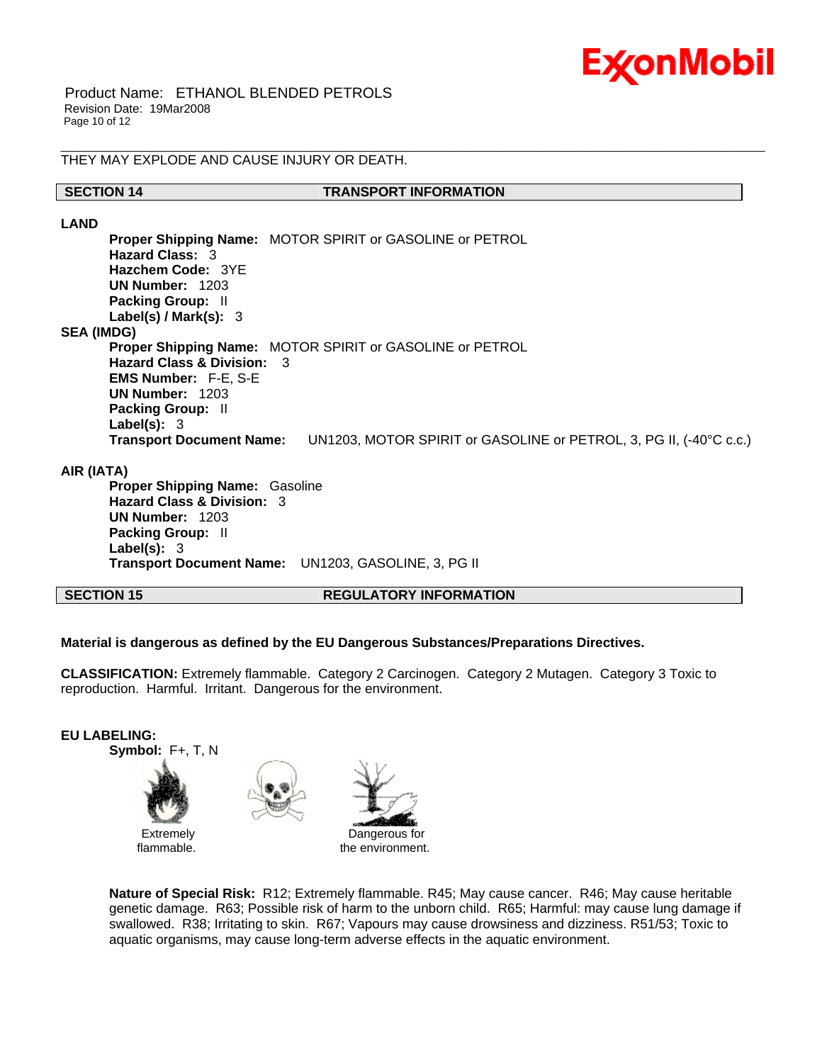THEY MAY EXPLODE AND CAUSE INJURY OR DEATH.

## SECTION 14 TRANSPORT INFORMATION

**LAND**

**Proper Shipping Name:** MOTOR SPIRIT or GASOLINE or PETROL
**Hazard Class:** 3
**Hazchem Code:** 3YE
**UN Number:** 1203
**Packing Group:** II
**Label(s) / Mark(s):** 3

**SEA (IMDG)**

**Proper Shipping Name:** MOTOR SPIRIT or GASOLINE or PETROL
**Hazard Class & Division:** 3
**EMS Number:** F-E, S-E
**UN Number:** 1203
**Packing Group:** II
**Label(s):** 3
**Transport Document Name:** UN1203, MOTOR SPIRIT or GASOLINE or PETROL, 3, PG II, (-40°C c.c.)

**AIR (IATA)**

**Proper Shipping Name:** Gasoline
**Hazard Class & Division:** 3
**UN Number:** 1203
**Packing Group:** II
**Label(s):** 3
**Transport Document Name:** UN1203, GASOLINE, 3, PG II

## SECTION 15 REGULATORY INFORMATION

**Material is dangerous as defined by the EU Dangerous Substances/Preparations Directives.**

**CLASSIFICATION:** Extremely flammable. Category 2 Carcinogen. Category 2 Mutagen. Category 3 Toxic to reproduction. Harmful. Irritant. Dangerous for the environment.

**EU LABELING:**

**Symbol:** F+, T, N

Extremely flammable.

Dangerous for the environment.

**Nature of Special Risk:** R12; Extremely flammable. R45; May cause cancer. R46; May cause heritable genetic damage. R63; Possible risk of harm to the unborn child. R65; Harmful: may cause lung damage if swallowed. R38; Irritating to skin. R67; Vapours may cause drowsiness and dizziness. R51/53; Toxic to aquatic organisms, may cause long-term adverse effects in the aquatic environment.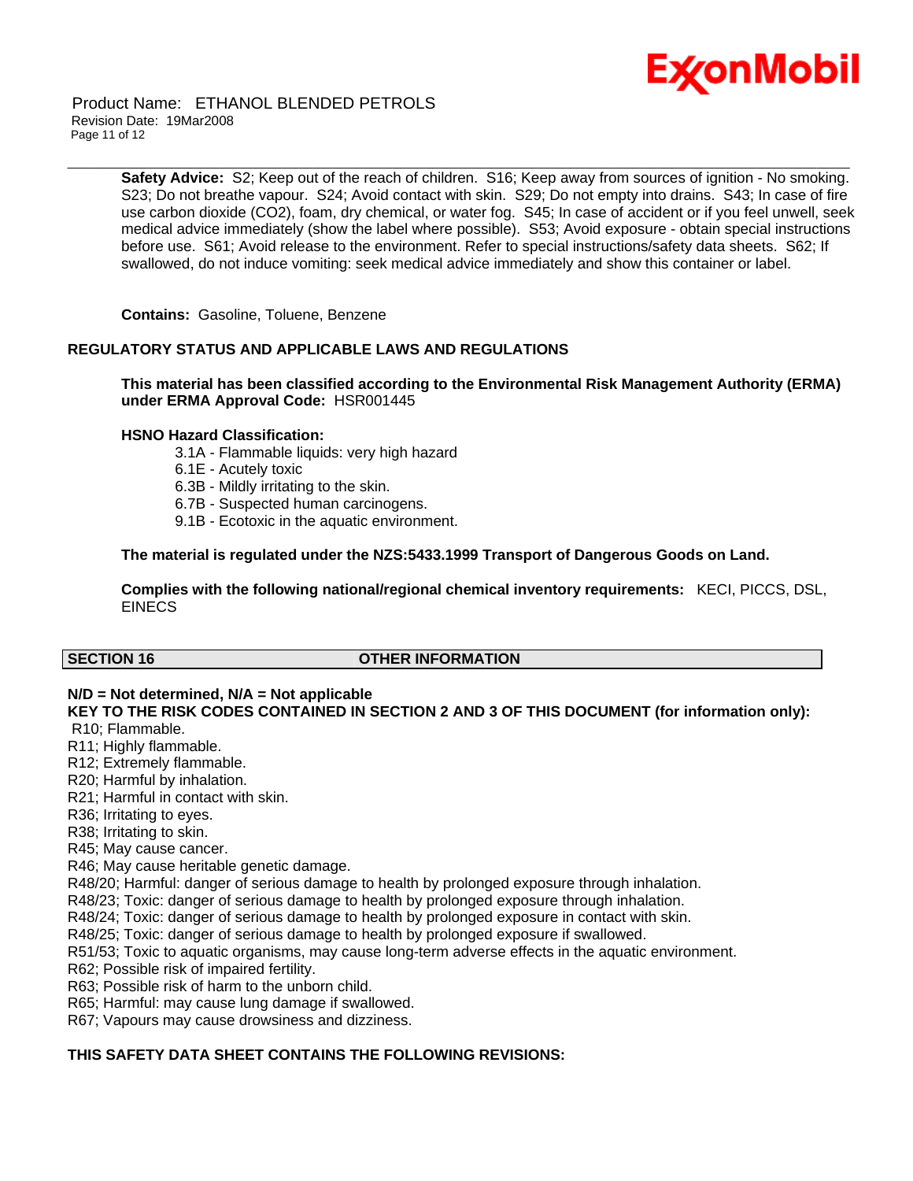**Safety Advice:** S2; Keep out of the reach of children. S16; Keep away from sources of ignition - No smoking. S23; Do not breathe vapour. S24; Avoid contact with skin. S29; Do not empty into drains. S43; In case of fire use carbon dioxide ($CO_2$), foam, dry chemical, or water fog. S45; In case of accident or if you feel unwell, seek medical advice immediately (show the label where possible). S53; Avoid exposure - obtain special instructions before use. S61; Avoid release to the environment. Refer to special instructions/safety data sheets. S62; If swallowed, do not induce vomiting: seek medical advice immediately and show this container or label.

**Contains:** Gasoline, Toluene, Benzene

**REGULATORY STATUS AND APPLICABLE LAWS AND REGULATIONS**

**This material has been classified according to the Environmental Risk Management Authority (ERMA) under ERMA Approval Code:** HSR001445

**HSNO Hazard Classification:**

- 3.1A - Flammable liquids: very high hazard
- 6.1E - Acutely toxic
- 6.3B - Mildly irritating to the skin.
- 6.7B - Suspected human carcinogens.
- 9.1B - Ecotoxic in the aquatic environment.

**The material is regulated under the NZS:5433.1999 Transport of Dangerous Goods on Land.**

**Complies with the following national/regional chemical inventory requirements:** KECI, PICCS, DSL, EINECS

## SECTION 16 OTHER INFORMATION

**N/D = Not determined, N/A = Not applicable**

**KEY TO THE RISK CODES CONTAINED IN SECTION 2 AND 3 OF THIS DOCUMENT (for information only):**

R10; Flammable.
R11; Highly flammable.
R12; Extremely flammable.
R20; Harmful by inhalation.
R21; Harmful in contact with skin.
R36; Irritating to eyes.
R38; Irritating to skin.
R45; May cause cancer.
R46; May cause heritable genetic damage.
R48/20; Harmful: danger of serious damage to health by prolonged exposure through inhalation.
R48/23; Toxic: danger of serious damage to health by prolonged exposure through inhalation.
R48/24; Toxic: danger of serious damage to health by prolonged exposure in contact with skin.
R48/25; Toxic: danger of serious damage to health by prolonged exposure if swallowed.
R51/53; Toxic to aquatic organisms, may cause long-term adverse effects in the aquatic environment.
R62; Possible risk of impaired fertility.
R63; Possible risk of harm to the unborn child.
R65; Harmful: may cause lung damage if swallowed.
R67; Vapours may cause drowsiness and dizziness.

**THIS SAFETY DATA SHEET CONTAINS THE FOLLOWING REVISIONS:**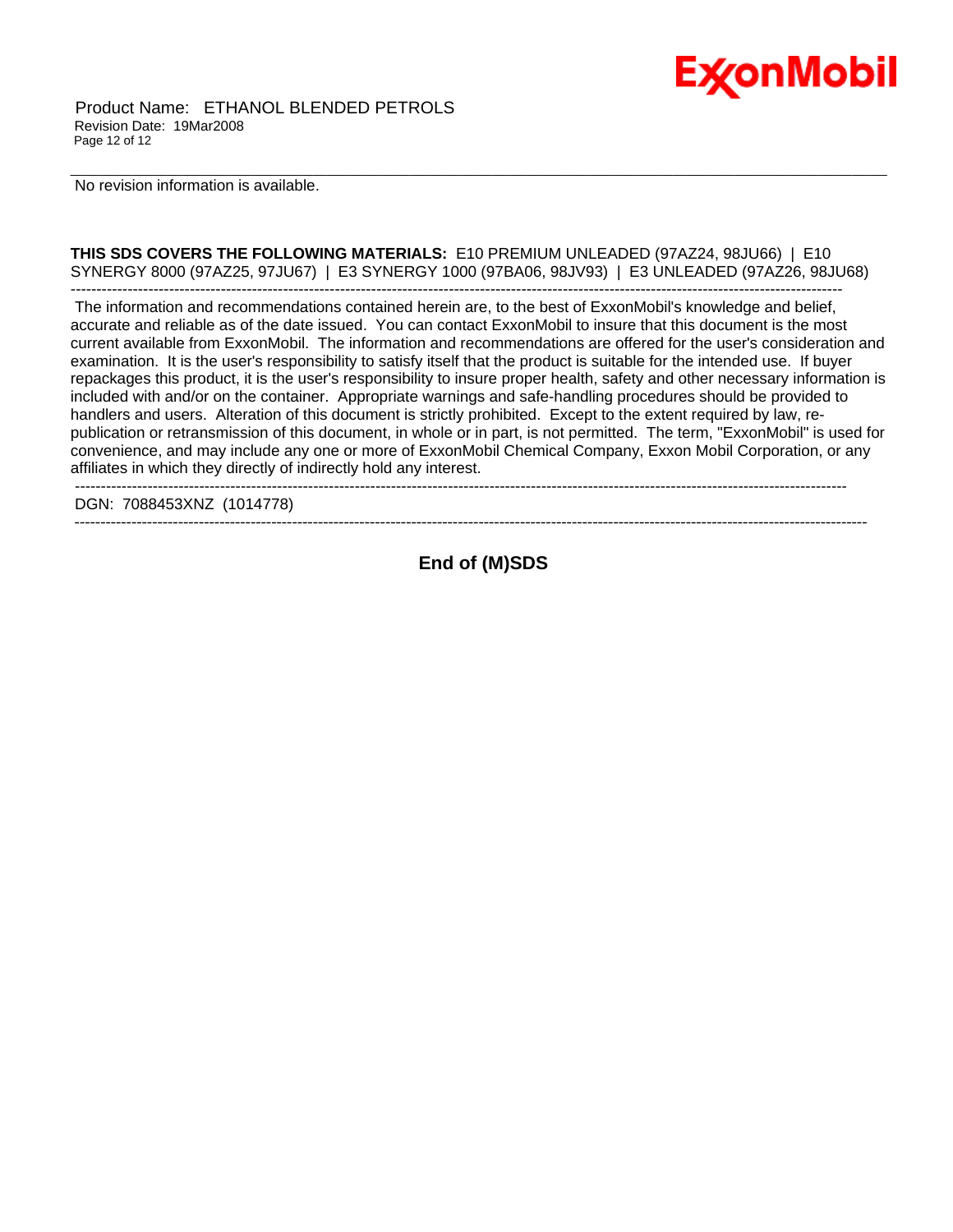No revision information is available.

**THIS SDS COVERS THE FOLLOWING MATERIALS:** E10 PREMIUM UNLEADED (97AZ24, 98JU66) | E10 SYNERGY 8000 (97AZ25, 97JU67) | E3 SYNERGY 1000 (97BA06, 98JV93) | E3 UNLEADED (97AZ26, 98JU68)

---

The information and recommendations contained herein are, to the best of ExxonMobil's knowledge and belief, accurate and reliable as of the date issued. You can contact ExxonMobil to insure that this document is the most current available from ExxonMobil. The information and recommendations are offered for the user's consideration and examination. It is the user's responsibility to satisfy itself that the product is suitable for the intended use. If buyer repackages this product, it is the user's responsibility to insure proper health, safety and other necessary information is included with and/or on the container. Appropriate warnings and safe-handling procedures should be provided to handlers and users. Alteration of this document is strictly prohibited. Except to the extent required by law, re-publication or retransmission of this document, in whole or in part, is not permitted. The term, "ExxonMobil" is used for convenience, and may include any one or more of ExxonMobil Chemical Company, Exxon Mobil Corporation, or any affiliates in which they directly of indirectly hold any interest.

---

DGN: 7088453XNZ (1014778)

---

**End of (M)SDS**